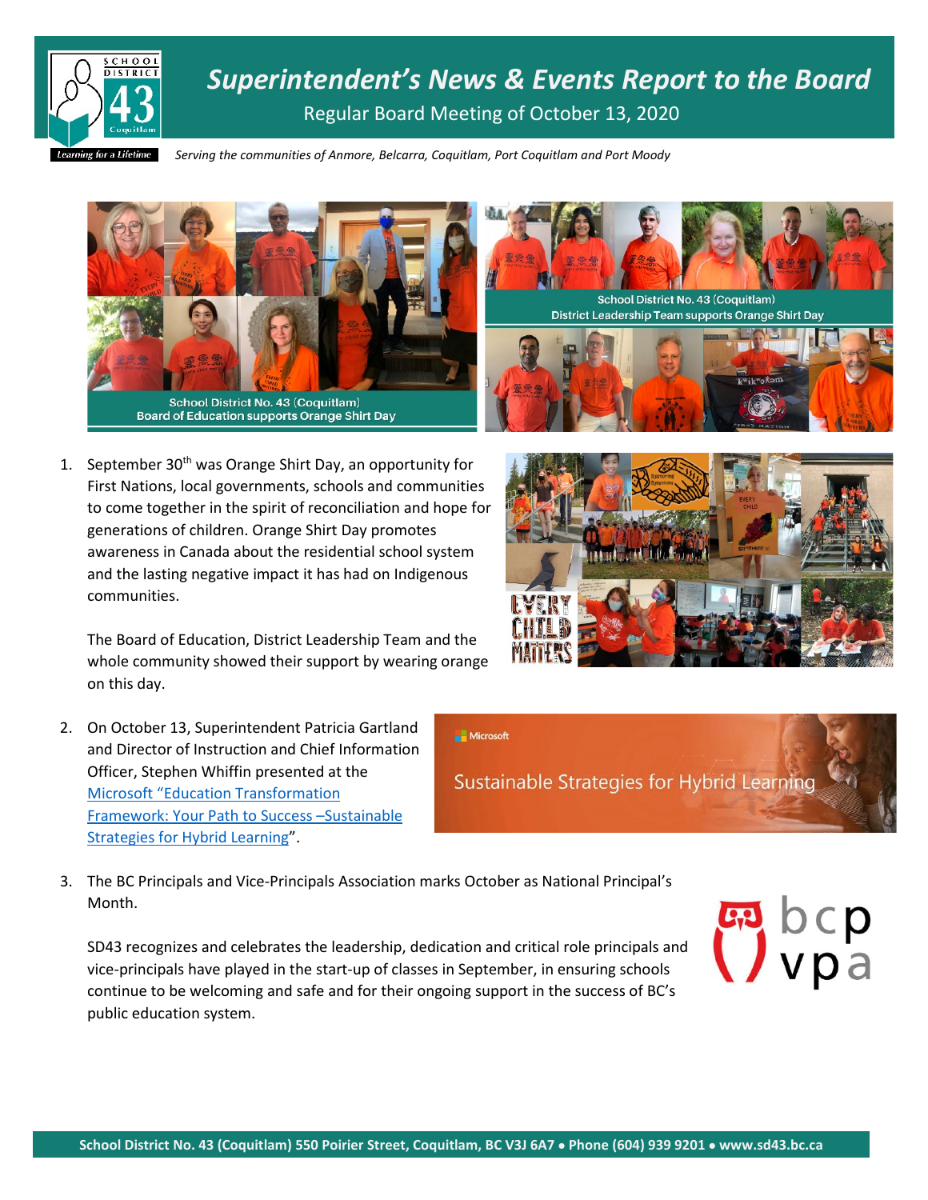# *Superintendent's News & Events Report to the Board*

Regular Board Meeting of October 13, 2020

*Serving the communities of Anmore, Belcarra, Coquitlam, Port Coquitlam and Port Moody*

School District No. 43 (Coquitlam)
Board of Education supports Orange Shirt Day

School District No. 43 (Coquitlam)
District Leadership Team supports Orange Shirt Day

1. September 30th was Orange Shirt Day, an opportunity for First Nations, local governments, schools and communities to come together in the spirit of reconciliation and hope for generations of children. Orange Shirt Day promotes awareness in Canada about the residential school system and the lasting negative impact it has had on Indigenous communities.

   The Board of Education, District Leadership Team and the whole community showed their support by wearing orange on this day.

2. On October 13, Superintendent Patricia Gartland and Director of Instruction and Chief Information Officer, Stephen Whiffin presented at the Microsoft "Education Transformation Framework: Your Path to Success –Sustainable Strategies for Hybrid Learning".

3. The BC Principals and Vice-Principals Association marks October as National Principal's Month.

   SD43 recognizes and celebrates the leadership, dedication and critical role principals and vice-principals have played in the start-up of classes in September, in ensuring schools continue to be welcoming and safe and for their ongoing support in the success of BC's public education system.

School District No. 43 (Coquitlam) 550 Poirier Street, Coquitlam, BC V3J 6A7 • Phone (604) 939 9201 • www.sd43.bc.ca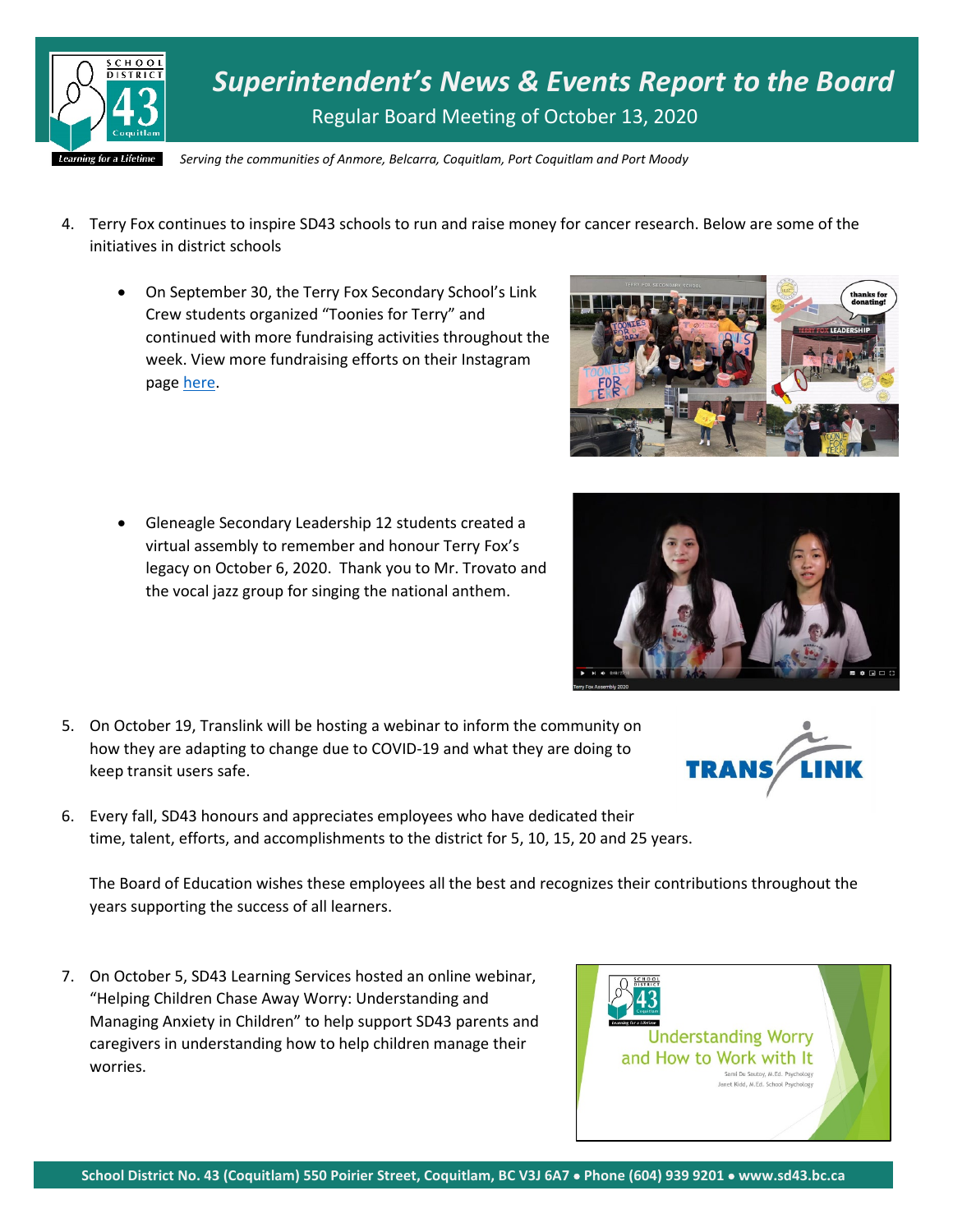4. Terry Fox continues to inspire SD43 schools to run and raise money for cancer research. Below are some of the initiatives in district schools

   - On September 30, the Terry Fox Secondary School's Link Crew students organized "Toonies for Terry" and continued with more fundraising activities throughout the week. View more fundraising efforts on their Instagram page here.

   - Gleneagle Secondary Leadership 12 students created a virtual assembly to remember and honour Terry Fox's legacy on October 6, 2020. Thank you to Mr. Trovato and the vocal jazz group for singing the national anthem.

5. On October 19, Translink will be hosting a webinar to inform the community on how they are adapting to change due to COVID-19 and what they are doing to keep transit users safe.

6. Every fall, SD43 honours and appreciates employees who have dedicated their time, talent, efforts, and accomplishments to the district for 5, 10, 15, 20 and 25 years.

   The Board of Education wishes these employees all the best and recognizes their contributions throughout the years supporting the success of all learners.

7. On October 5, SD43 Learning Services hosted an online webinar, "Helping Children Chase Away Worry: Understanding and Managing Anxiety in Children" to help support SD43 parents and caregivers in understanding how to help children manage their worries.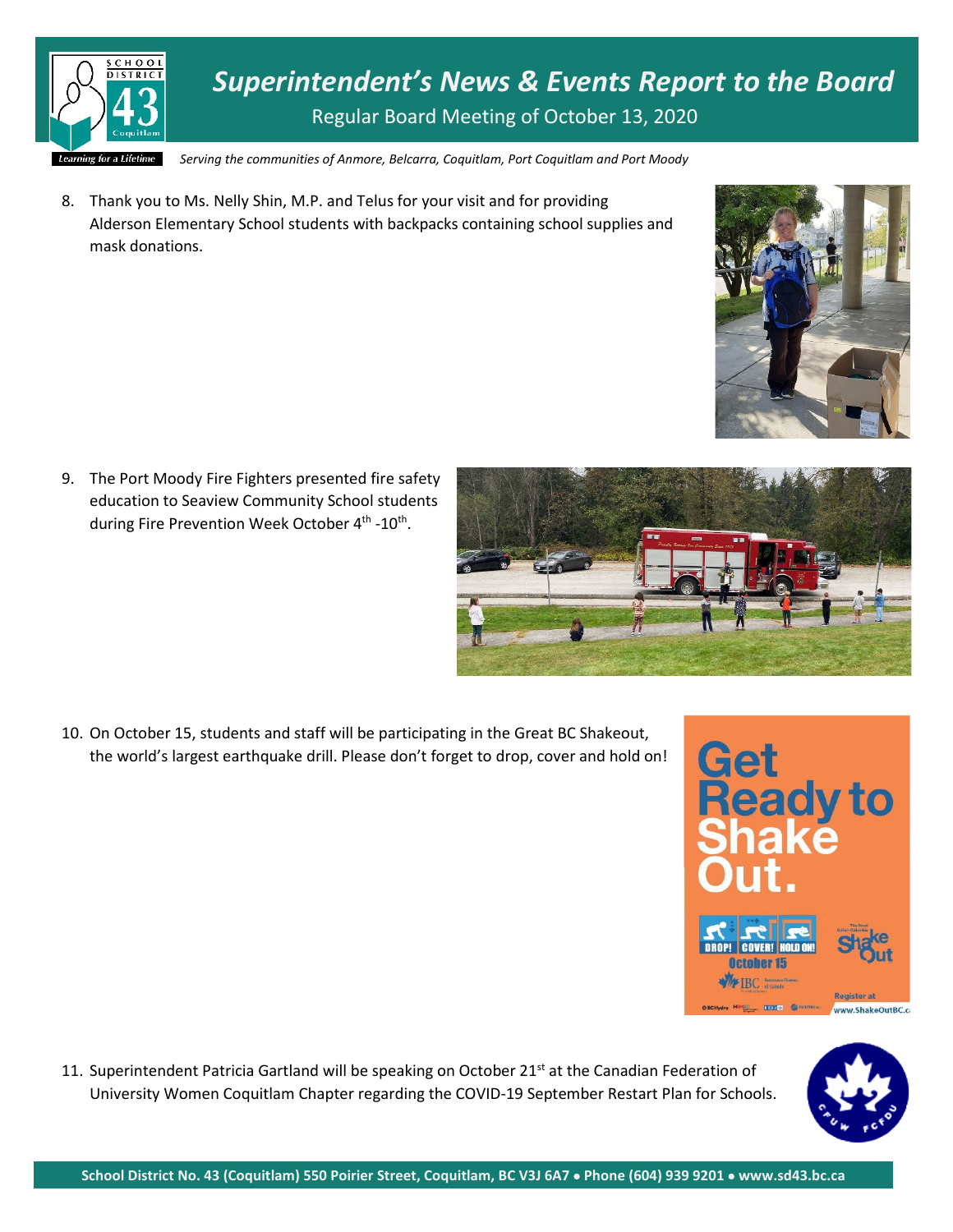# *Superintendent's News & Events Report to the Board*

Regular Board Meeting of October 13, 2020

*Serving the communities of Anmore, Belcarra, Coquitlam, Port Coquitlam and Port Moody*

8. Thank you to Ms. Nelly Shin, M.P. and Telus for your visit and for providing Alderson Elementary School students with backpacks containing school supplies and mask donations.

9. The Port Moody Fire Fighters presented fire safety education to Seaview Community School students during Fire Prevention Week October 4th -10th.

10. On October 15, students and staff will be participating in the Great BC Shakeout, the world's largest earthquake drill. Please don't forget to drop, cover and hold on!

11. Superintendent Patricia Gartland will be speaking on October 21st at the Canadian Federation of University Women Coquitlam Chapter regarding the COVID-19 September Restart Plan for Schools.

**School District No. 43 (Coquitlam) 550 Poirier Street, Coquitlam, BC V3J 6A7 • Phone (604) 939 9201 • www.sd43.bc.ca**